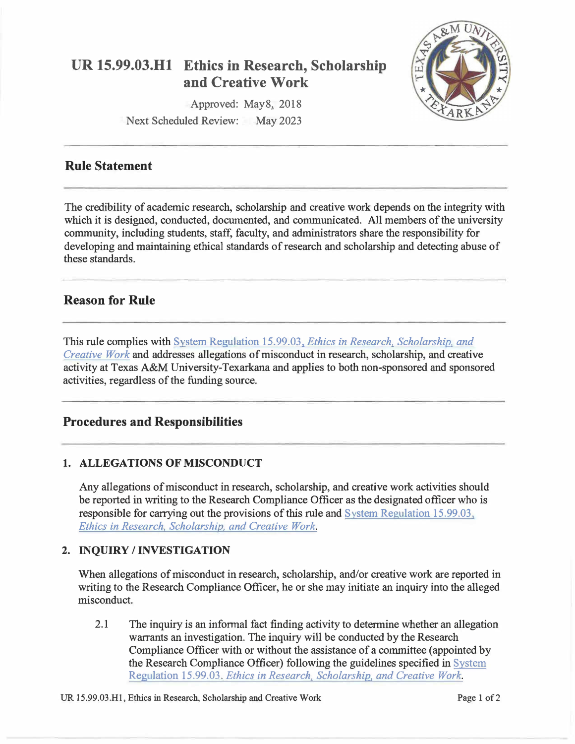# UR 15.99.03.H1 Ethics in Research, Scholarship and Creative Work

Approved: May 8, 2018

Next Scheduled Review: May 2023

## Rule Statement

The credibility of academic research, scholarship and creative work depends on the integrity with which it is designed, conducted, documented, and communicated. All members of the university community, including students, staff, faculty, and administrators share the responsibility for developing and maintaining ethical standards of research and scholarship and detecting abuse of these standards.

## Reason for Rule

This rule complies with System Regulation 15.99.03, *Ethics in Research, Scholarship, and Creative Work* and addresses allegations of misconduct in research, scholarship, and creative activity at Texas A&M University-Texarkana and applies to both non-sponsored and sponsored activities, regardless of the funding source.

## Procedures and Responsibilities

### 1. ALLEGATIONS OF MISCONDUCT

Any allegations of misconduct in research, scholarship, and creative work activities should be reported in writing to the Research Compliance Officer as the designated officer who is responsible for carrying out the provisions of this rule and System Regulation 15.99.03, *Ethics in Research, Scholarship, and Creative Work*.

### 2. INQUIRY / INVESTIGATION

When allegations of misconduct in research, scholarship, and/or creative work are reported in writing to the Research Compliance Officer, he or she may initiate an inquiry into the alleged misconduct.

2.1 The inquiry is an informal fact finding activity to determine whether an allegation warrants an investigation. The inquiry will be conducted by the Research Compliance Officer with or without the assistance of a committee (appointed by the Research Compliance Officer) following the guidelines specified in System Regulation 15.99.03. *Ethics in Research, Scholarship, and Creative Work*.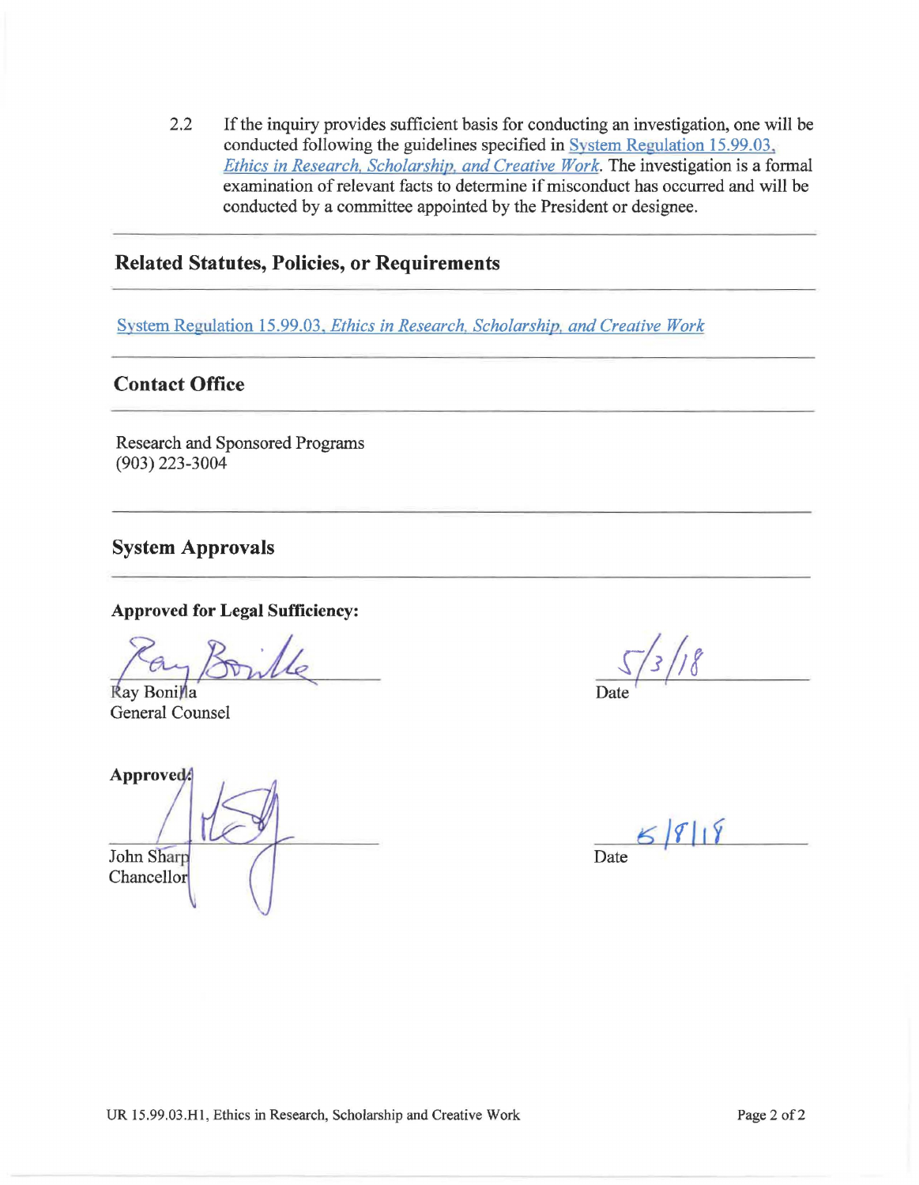2.2 If the inquiry provides sufficient basis for conducting an investigation, one will be conducted following the guidelines specified in System Regulation 15.99.03, *Ethics in Research, Scholarship, and Creative Work*. The investigation is a formal examination of relevant facts to determine if misconduct has occurred and will be conducted by a committee appointed by the President or designee.

## Related Statutes, Policies, or Requirements

System Regulation 15.99.03, *Ethics in Research, Scholarship, and Creative Work*

## Contact Office

Research and Sponsored Programs
(903) 223-3004

## System Approvals

**Approved for Legal Sufficiency:**

Ray Bonilla
General Counsel

Date 5/3/18

**Approved:**

John Sharp
Chancellor

Date 6/8/18